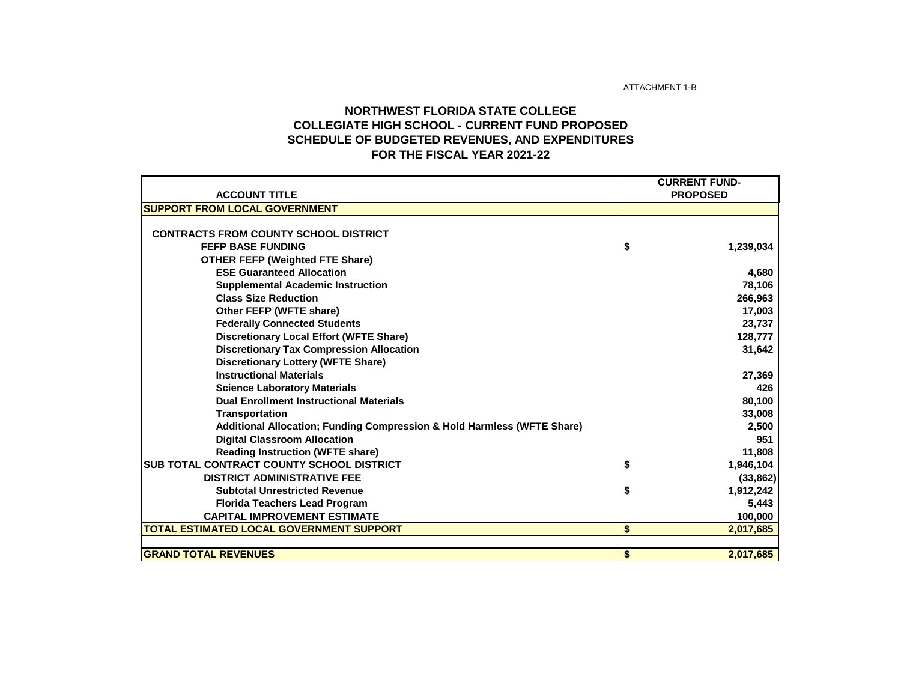ATTACHMENT 1-B

# NORTHWEST FLORIDA STATE COLLEGE
## COLLEGIATE HIGH SCHOOL - CURRENT FUND PROPOSED
## SCHEDULE OF BUDGETED REVENUES, AND EXPENDITURES
## FOR THE FISCAL YEAR 2021-22

| ACCOUNT TITLE | CURRENT FUND-PROPOSED |
|---|---|
| **SUPPORT FROM LOCAL GOVERNMENT** | |
| | |
| **CONTRACTS FROM COUNTY SCHOOL DISTRICT** | |
| **FEFP BASE FUNDING** | $ 1,239,034 |
| **OTHER FEFP (Weighted FTE Share)** | |
| **ESE Guaranteed Allocation** | 4,680 |
| **Supplemental Academic Instruction** | 78,106 |
| **Class Size Reduction** | 266,963 |
| **Other FEFP (WFTE share)** | 17,003 |
| **Federally Connected Students** | 23,737 |
| **Discretionary Local Effort (WFTE Share)** | 128,777 |
| **Discretionary Tax Compression Allocation** | 31,642 |
| **Discretionary Lottery (WFTE Share)** | |
| **Instructional Materials** | 27,369 |
| **Science Laboratory Materials** | 426 |
| **Dual Enrollment Instructional Materials** | 80,100 |
| **Transportation** | 33,008 |
| **Additional Allocation; Funding Compression & Hold Harmless (WFTE Share)** | 2,500 |
| **Digital Classroom Allocation** | 951 |
| **Reading Instruction (WFTE share)** | 11,808 |
| **SUB TOTAL CONTRACT COUNTY SCHOOL DISTRICT** | $ 1,946,104 |
| **DISTRICT ADMINISTRATIVE FEE** | (33,862) |
| **Subtotal Unrestricted Revenue** | $ 1,912,242 |
| **Florida Teachers Lead Program** | 5,443 |
| **CAPITAL IMPROVEMENT ESTIMATE** | 100,000 |
| **TOTAL ESTIMATED LOCAL GOVERNMENT SUPPORT** | $ 2,017,685 |
| | |
| **GRAND TOTAL REVENUES** | $ 2,017,685 |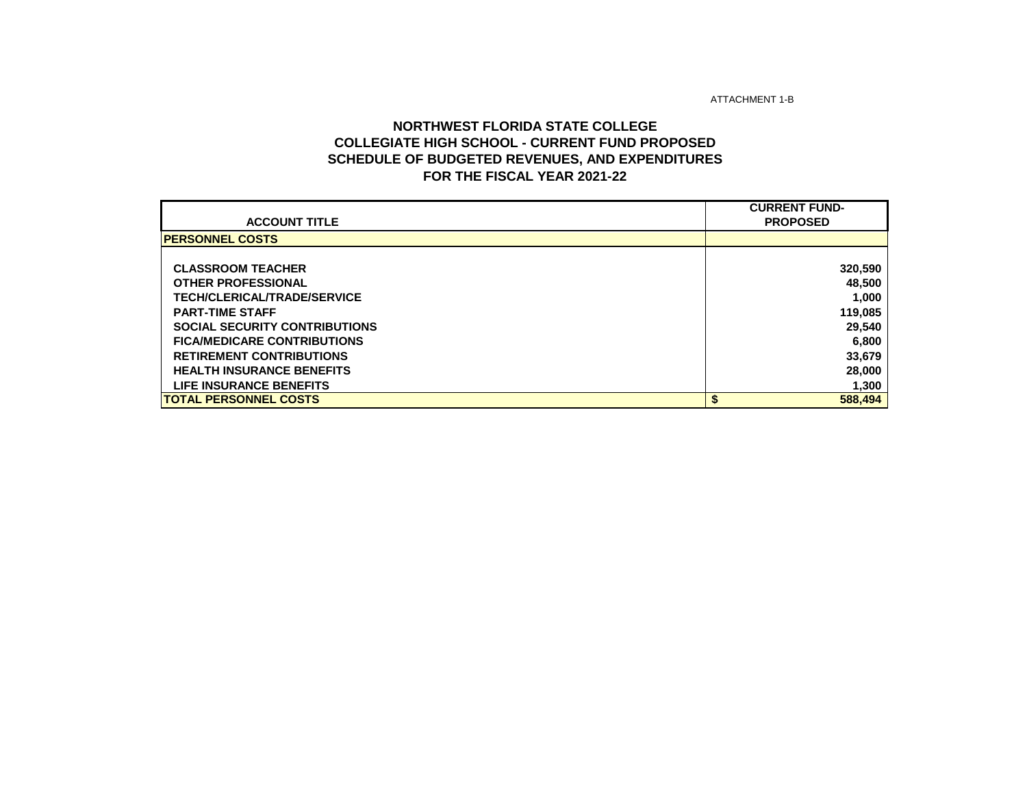ATTACHMENT 1-B

# NORTHWEST FLORIDA STATE COLLEGE
## COLLEGIATE HIGH SCHOOL - CURRENT FUND PROPOSED
## SCHEDULE OF BUDGETED REVENUES, AND EXPENDITURES
## FOR THE FISCAL YEAR 2021-22

| ACCOUNT TITLE | CURRENT FUND-PROPOSED |
|---|---|
| **PERSONNEL COSTS** | |
| CLASSROOM TEACHER | 320,590 |
| OTHER PROFESSIONAL | 48,500 |
| TECH/CLERICAL/TRADE/SERVICE | 1,000 |
| PART-TIME STAFF | 119,085 |
| SOCIAL SECURITY CONTRIBUTIONS | 29,540 |
| FICA/MEDICARE CONTRIBUTIONS | 6,800 |
| RETIREMENT CONTRIBUTIONS | 33,679 |
| HEALTH INSURANCE BENEFITS | 28,000 |
| LIFE INSURANCE BENEFITS | 1,300 |
| **TOTAL PERSONNEL COSTS** | **$ 588,494** |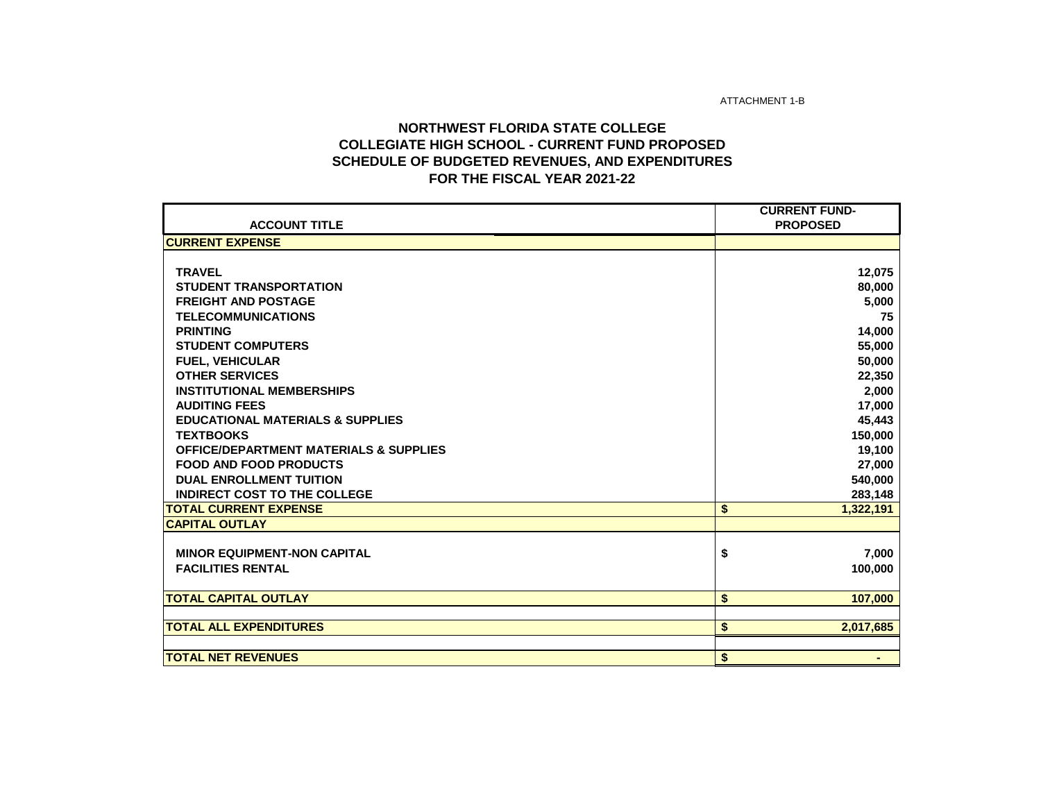ATTACHMENT 1-B

## NORTHWEST FLORIDA STATE COLLEGE
## COLLEGIATE HIGH SCHOOL - CURRENT FUND PROPOSED
## SCHEDULE OF BUDGETED REVENUES, AND EXPENDITURES
## FOR THE FISCAL YEAR 2021-22

| ACCOUNT TITLE | CURRENT FUND-PROPOSED |
|---|---|
| **CURRENT EXPENSE** | |
| TRAVEL | 12,075 |
| STUDENT TRANSPORTATION | 80,000 |
| FREIGHT AND POSTAGE | 5,000 |
| TELECOMMUNICATIONS | 75 |
| PRINTING | 14,000 |
| STUDENT COMPUTERS | 55,000 |
| FUEL, VEHICULAR | 50,000 |
| OTHER SERVICES | 22,350 |
| INSTITUTIONAL MEMBERSHIPS | 2,000 |
| AUDITING FEES | 17,000 |
| EDUCATIONAL MATERIALS & SUPPLIES | 45,443 |
| TEXTBOOKS | 150,000 |
| OFFICE/DEPARTMENT MATERIALS & SUPPLIES | 19,100 |
| FOOD AND FOOD PRODUCTS | 27,000 |
| DUAL ENROLLMENT TUITION | 540,000 |
| INDIRECT COST TO THE COLLEGE | 283,148 |
| **TOTAL CURRENT EXPENSE** | $ 1,322,191 |
| **CAPITAL OUTLAY** | |
| MINOR EQUIPMENT-NON CAPITAL | $ 7,000 |
| FACILITIES RENTAL | 100,000 |
| **TOTAL CAPITAL OUTLAY** | $ 107,000 |
| **TOTAL ALL EXPENDITURES** | $ 2,017,685 |
| **TOTAL NET REVENUES** | $ - |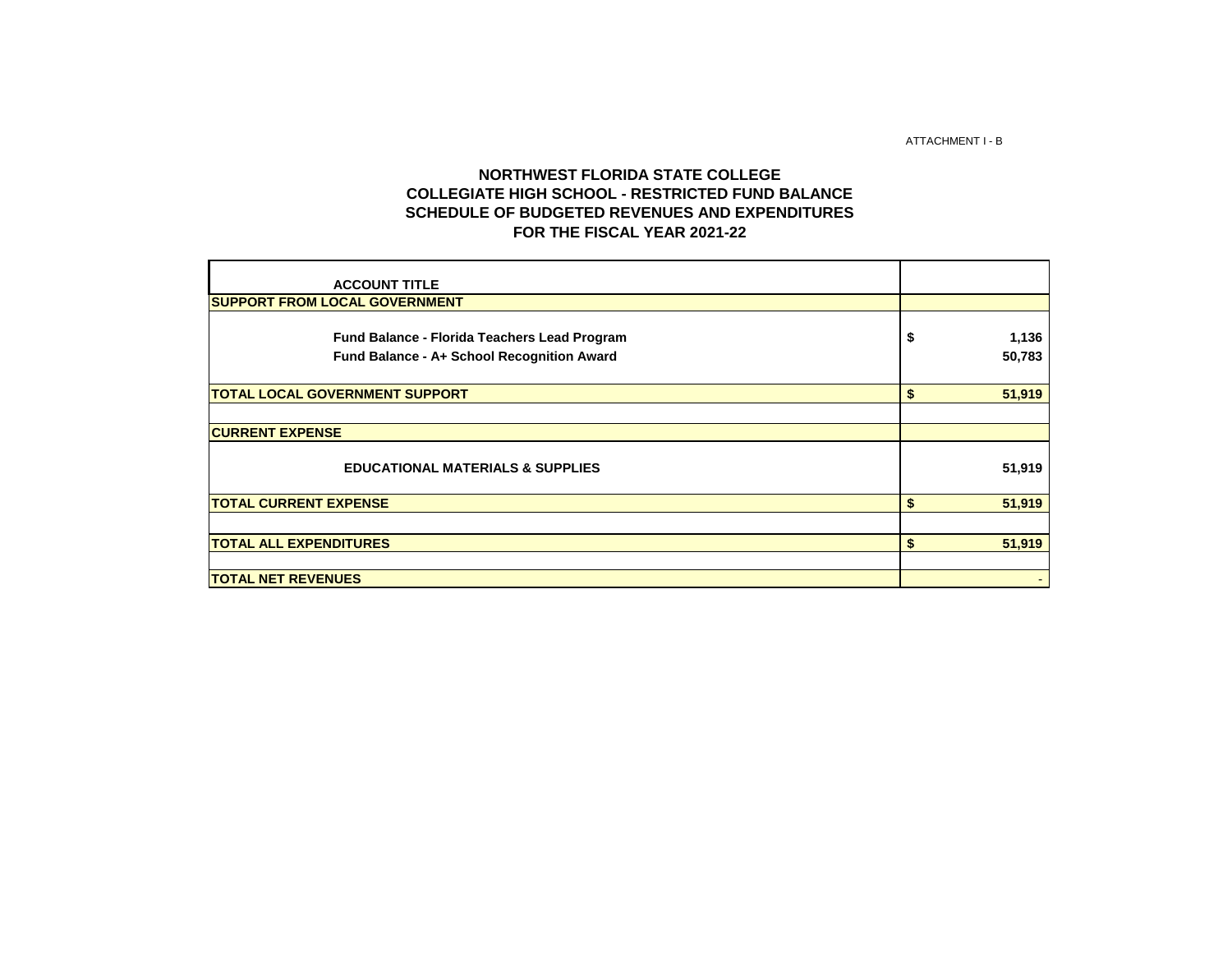ATTACHMENT I - B

# NORTHWEST FLORIDA STATE COLLEGE
## COLLEGIATE HIGH SCHOOL - RESTRICTED FUND BALANCE
## SCHEDULE OF BUDGETED REVENUES AND EXPENDITURES
## FOR THE FISCAL YEAR 2021-22

| ACCOUNT TITLE | |
|---|---|
| **SUPPORT FROM LOCAL GOVERNMENT** | |
| Fund Balance - Florida Teachers Lead Program | $ 1,136 |
| Fund Balance - A+ School Recognition Award | 50,783 |
| **TOTAL LOCAL GOVERNMENT SUPPORT** | $ 51,919 |
| | |
| **CURRENT EXPENSE** | |
| EDUCATIONAL MATERIALS & SUPPLIES | 51,919 |
| **TOTAL CURRENT EXPENSE** | $ 51,919 |
| | |
| **TOTAL ALL EXPENDITURES** | $ 51,919 |
| | |
| **TOTAL NET REVENUES** | - |